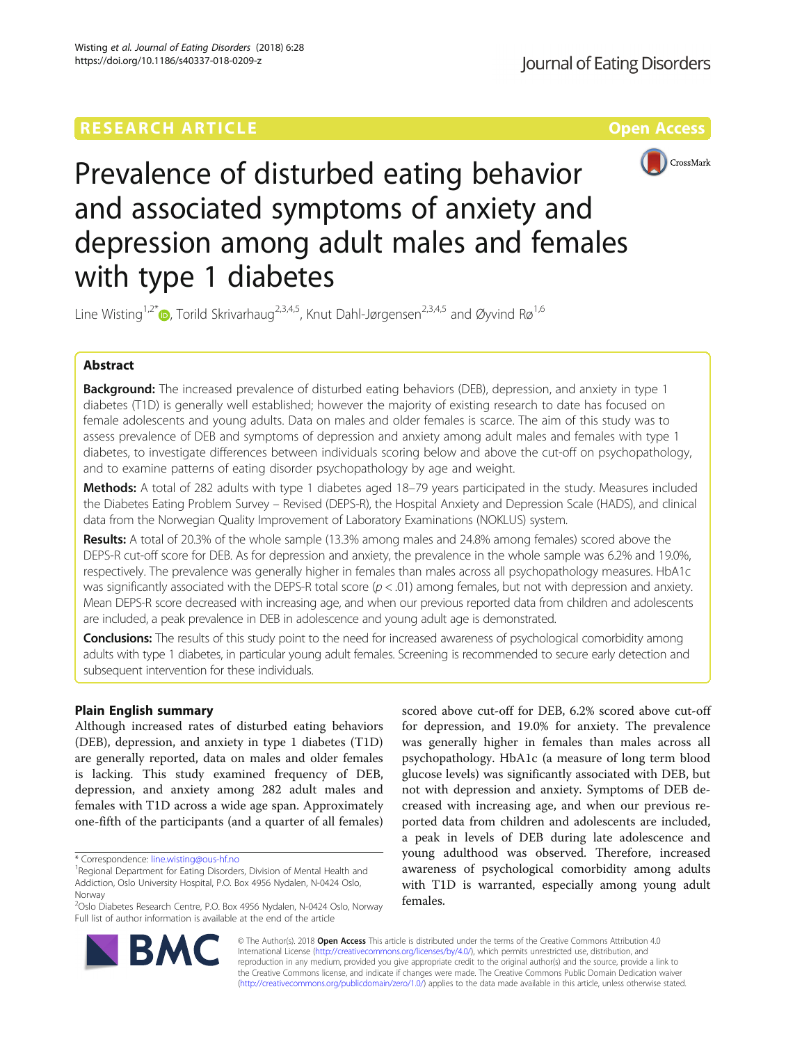RESEARCH ARTICLE

Open Access

# Prevalence of disturbed eating behavior and associated symptoms of anxiety and depression among adult males and females with type 1 diabetes

Line Wisting[1,2*], Torild Skrivarhaug[2,3,4,5], Knut Dahl-Jørgensen[2,3,4,5] and Øyvind Rø[1,6]

## Abstract

**Background:** The increased prevalence of disturbed eating behaviors (DEB), depression, and anxiety in type 1 diabetes (T1D) is generally well established; however the majority of existing research to date has focused on female adolescents and young adults. Data on males and older females is scarce. The aim of this study was to assess prevalence of DEB and symptoms of depression and anxiety among adult males and females with type 1 diabetes, to investigate differences between individuals scoring below and above the cut-off on psychopathology, and to examine patterns of eating disorder psychopathology by age and weight.

**Methods:** A total of 282 adults with type 1 diabetes aged 18–79 years participated in the study. Measures included the Diabetes Eating Problem Survey – Revised (DEPS-R), the Hospital Anxiety and Depression Scale (HADS), and clinical data from the Norwegian Quality Improvement of Laboratory Examinations (NOKLUS) system.

**Results:** A total of 20.3% of the whole sample (13.3% among males and 24.8% among females) scored above the DEPS-R cut-off score for DEB. As for depression and anxiety, the prevalence in the whole sample was 6.2% and 19.0%, respectively. The prevalence was generally higher in females than males across all psychopathology measures. HbA1c was significantly associated with the DEPS-R total score ($p < .01$) among females, but not with depression and anxiety. Mean DEPS-R score decreased with increasing age, and when our previous reported data from children and adolescents are included, a peak prevalence in DEB in adolescence and young adult age is demonstrated.

**Conclusions:** The results of this study point to the need for increased awareness of psychological comorbidity among adults with type 1 diabetes, in particular young adult females. Screening is recommended to secure early detection and subsequent intervention for these individuals.

## Plain English summary

Although increased rates of disturbed eating behaviors (DEB), depression, and anxiety in type 1 diabetes (T1D) are generally reported, data on males and older females is lacking. This study examined frequency of DEB, depression, and anxiety among 282 adult males and females with T1D across a wide age span. Approximately one-fifth of the participants (and a quarter of all females) scored above cut-off for DEB, 6.2% scored above cut-off for depression, and 19.0% for anxiety. The prevalence was generally higher in females than males across all psychopathology. HbA1c (a measure of long term blood glucose levels) was significantly associated with DEB, but not with depression and anxiety. Symptoms of DEB decreased with increasing age, and when our previous reported data from children and adolescents are included, a peak in levels of DEB during late adolescence and young adulthood was observed. Therefore, increased awareness of psychological comorbidity among adults with T1D is warranted, especially among young adult females.

---

\* Correspondence: line.wisting@ous-hf.no

[1]Regional Department for Eating Disorders, Division of Mental Health and Addiction, Oslo University Hospital, P.O. Box 4956 Nydalen, N-0424 Oslo, Norway

[2]Oslo Diabetes Research Centre, P.O. Box 4956 Nydalen, N-0424 Oslo, Norway

Full list of author information is available at the end of the article

© The Author(s). 2018 **Open Access** This article is distributed under the terms of the Creative Commons Attribution 4.0 International License (http://creativecommons.org/licenses/by/4.0/), which permits unrestricted use, distribution, and reproduction in any medium, provided you give appropriate credit to the original author(s) and the source, provide a link to the Creative Commons license, and indicate if changes were made. The Creative Commons Public Domain Dedication waiver (http://creativecommons.org/publicdomain/zero/1.0/) applies to the data made available in this article, unless otherwise stated.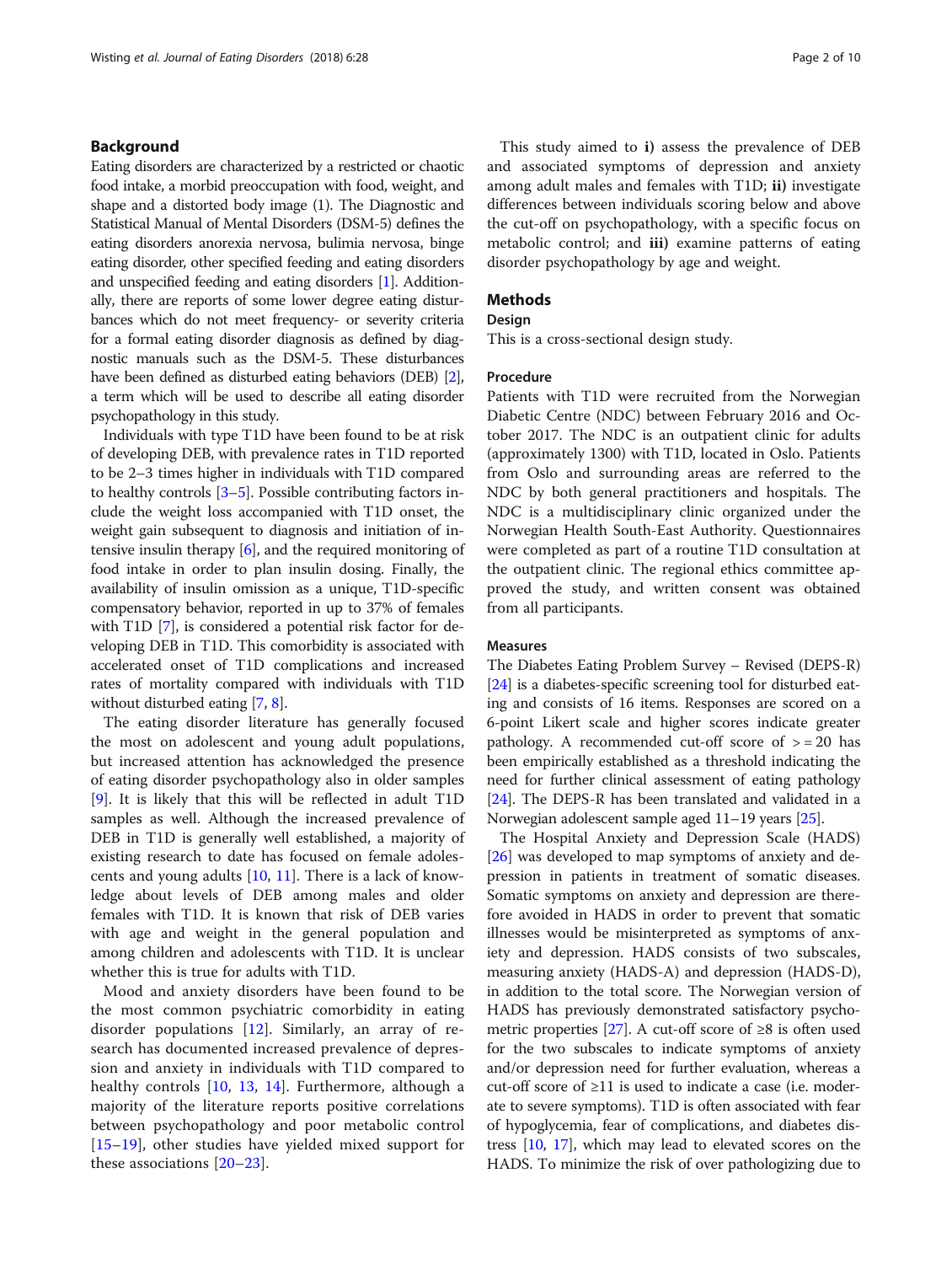## Background

Eating disorders are characterized by a restricted or chaotic food intake, a morbid preoccupation with food, weight, and shape and a distorted body image (1). The Diagnostic and Statistical Manual of Mental Disorders (DSM-5) defines the eating disorders anorexia nervosa, bulimia nervosa, binge eating disorder, other specified feeding and eating disorders and unspecified feeding and eating disorders [1]. Additionally, there are reports of some lower degree eating disturbances which do not meet frequency- or severity criteria for a formal eating disorder diagnosis as defined by diagnostic manuals such as the DSM-5. These disturbances have been defined as disturbed eating behaviors (DEB) [2], a term which will be used to describe all eating disorder psychopathology in this study.

Individuals with type T1D have been found to be at risk of developing DEB, with prevalence rates in T1D reported to be 2–3 times higher in individuals with T1D compared to healthy controls [3–5]. Possible contributing factors include the weight loss accompanied with T1D onset, the weight gain subsequent to diagnosis and initiation of intensive insulin therapy [6], and the required monitoring of food intake in order to plan insulin dosing. Finally, the availability of insulin omission as a unique, T1D-specific compensatory behavior, reported in up to 37% of females with T1D [7], is considered a potential risk factor for developing DEB in T1D. This comorbidity is associated with accelerated onset of T1D complications and increased rates of mortality compared with individuals with T1D without disturbed eating [7, 8].

The eating disorder literature has generally focused the most on adolescent and young adult populations, but increased attention has acknowledged the presence of eating disorder psychopathology also in older samples [9]. It is likely that this will be reflected in adult T1D samples as well. Although the increased prevalence of DEB in T1D is generally well established, a majority of existing research to date has focused on female adolescents and young adults [10, 11]. There is a lack of knowledge about levels of DEB among males and older females with T1D. It is known that risk of DEB varies with age and weight in the general population and among children and adolescents with T1D. It is unclear whether this is true for adults with T1D.

Mood and anxiety disorders have been found to be the most common psychiatric comorbidity in eating disorder populations [12]. Similarly, an array of research has documented increased prevalence of depression and anxiety in individuals with T1D compared to healthy controls [10, 13, 14]. Furthermore, although a majority of the literature reports positive correlations between psychopathology and poor metabolic control [15–19], other studies have yielded mixed support for these associations [20–23].

This study aimed to **i)** assess the prevalence of DEB and associated symptoms of depression and anxiety among adult males and females with T1D; **ii)** investigate differences between individuals scoring below and above the cut-off on psychopathology, with a specific focus on metabolic control; and **iii)** examine patterns of eating disorder psychopathology by age and weight.

## Methods

### Design

This is a cross-sectional design study.

### Procedure

Patients with T1D were recruited from the Norwegian Diabetic Centre (NDC) between February 2016 and October 2017. The NDC is an outpatient clinic for adults (approximately 1300) with T1D, located in Oslo. Patients from Oslo and surrounding areas are referred to the NDC by both general practitioners and hospitals. The NDC is a multidisciplinary clinic organized under the Norwegian Health South-East Authority. Questionnaires were completed as part of a routine T1D consultation at the outpatient clinic. The regional ethics committee approved the study, and written consent was obtained from all participants.

### Measures

The Diabetes Eating Problem Survey – Revised (DEPS-R) [24] is a diabetes-specific screening tool for disturbed eating and consists of 16 items. Responses are scored on a 6-point Likert scale and higher scores indicate greater pathology. A recommended cut-off score of > = 20 has been empirically established as a threshold indicating the need for further clinical assessment of eating pathology [24]. The DEPS-R has been translated and validated in a Norwegian adolescent sample aged 11–19 years [25].

The Hospital Anxiety and Depression Scale (HADS) [26] was developed to map symptoms of anxiety and depression in patients in treatment of somatic diseases. Somatic symptoms on anxiety and depression are therefore avoided in HADS in order to prevent that somatic illnesses would be misinterpreted as symptoms of anxiety and depression. HADS consists of two subscales, measuring anxiety (HADS-A) and depression (HADS-D), in addition to the total score. The Norwegian version of HADS has previously demonstrated satisfactory psychometric properties [27]. A cut-off score of ≥8 is often used for the two subscales to indicate symptoms of anxiety and/or depression need for further evaluation, whereas a cut-off score of ≥11 is used to indicate a case (i.e. moderate to severe symptoms). T1D is often associated with fear of hypoglycemia, fear of complications, and diabetes distress [10, 17], which may lead to elevated scores on the HADS. To minimize the risk of over pathologizing due to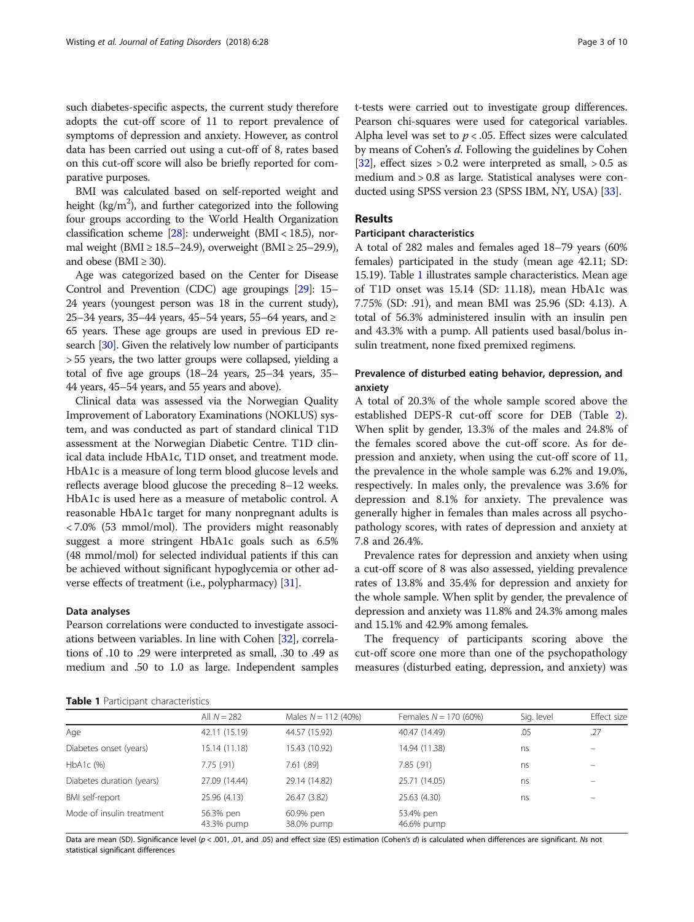such diabetes-specific aspects, the current study therefore adopts the cut-off score of 11 to report prevalence of symptoms of depression and anxiety. However, as control data has been carried out using a cut-off of 8, rates based on this cut-off score will also be briefly reported for comparative purposes.

BMI was calculated based on self-reported weight and height (kg/m$^2$), and further categorized into the following four groups according to the World Health Organization classification scheme [28]: underweight (BMI < 18.5), normal weight (BMI ≥ 18.5–24.9), overweight (BMI ≥ 25–29.9), and obese (BMI ≥ 30).

Age was categorized based on the Center for Disease Control and Prevention (CDC) age groupings [29]: 15–24 years (youngest person was 18 in the current study), 25–34 years, 35–44 years, 45–54 years, 55–64 years, and ≥ 65 years. These age groups are used in previous ED research [30]. Given the relatively low number of participants > 55 years, the two latter groups were collapsed, yielding a total of five age groups (18–24 years, 25–34 years, 35–44 years, 45–54 years, and 55 years and above).

Clinical data was assessed via the Norwegian Quality Improvement of Laboratory Examinations (NOKLUS) system, and was conducted as part of standard clinical T1D assessment at the Norwegian Diabetic Centre. T1D clinical data include HbA1c, T1D onset, and treatment mode. HbA1c is a measure of long term blood glucose levels and reflects average blood glucose the preceding 8–12 weeks. HbA1c is used here as a measure of metabolic control. A reasonable HbA1c target for many nonpregnant adults is < 7.0% (53 mmol/mol). The providers might reasonably suggest a more stringent HbA1c goals such as 6.5% (48 mmol/mol) for selected individual patients if this can be achieved without significant hypoglycemia or other adverse effects of treatment (i.e., polypharmacy) [31].

### Data analyses

Pearson correlations were conducted to investigate associations between variables. In line with Cohen [32], correlations of .10 to .29 were interpreted as small, .30 to .49 as medium and .50 to 1.0 as large. Independent samples t-tests were carried out to investigate group differences. Pearson chi-squares were used for categorical variables. Alpha level was set to $p < .05$. Effect sizes were calculated by means of Cohen's *d*. Following the guidelines by Cohen [32], effect sizes > 0.2 were interpreted as small, > 0.5 as medium and > 0.8 as large. Statistical analyses were conducted using SPSS version 23 (SPSS IBM, NY, USA) [33].

## Results

### Participant characteristics

A total of 282 males and females aged 18–79 years (60% females) participated in the study (mean age 42.11; SD: 15.19). Table 1 illustrates sample characteristics. Mean age of T1D onset was 15.14 (SD: 11.18), mean HbA1c was 7.75% (SD: .91), and mean BMI was 25.96 (SD: 4.13). A total of 56.3% administered insulin with an insulin pen and 43.3% with a pump. All patients used basal/bolus insulin treatment, none fixed premixed regimens.

### Prevalence of disturbed eating behavior, depression, and anxiety

A total of 20.3% of the whole sample scored above the established DEPS-R cut-off score for DEB (Table 2). When split by gender, 13.3% of the males and 24.8% of the females scored above the cut-off score. As for depression and anxiety, when using the cut-off score of 11, the prevalence in the whole sample was 6.2% and 19.0%, respectively. In males only, the prevalence was 3.6% for depression and 8.1% for anxiety. The prevalence was generally higher in females than males across all psychopathology scores, with rates of depression and anxiety at 7.8 and 26.4%.

Prevalence rates for depression and anxiety when using a cut-off score of 8 was also assessed, yielding prevalence rates of 13.8% and 35.4% for depression and anxiety for the whole sample. When split by gender, the prevalence of depression and anxiety was 11.8% and 24.3% among males and 15.1% and 42.9% among females.

The frequency of participants scoring above the cut-off score one more than one of the psychopathology measures (disturbed eating, depression, and anxiety) was

**Table 1** Participant characteristics

| | All $N = 282$ | Males $N = 112$ (40%) | Females $N = 170$ (60%) | Sig. level | Effect size |
|---|---|---|---|---|---|
| Age | 42.11 (15.19) | 44.57 (15.92) | 40.47 (14.49) | .05 | .27 |
| Diabetes onset (years) | 15.14 (11.18) | 15.43 (10.92) | 14.94 (11.38) | ns | – |
| HbA1c (%) | 7.75 (.91) | 7.61 (.89) | 7.85 (.91) | ns | – |
| Diabetes duration (years) | 27.09 (14.44) | 29.14 (14.82) | 25.71 (14.05) | ns | – |
| BMI self-report | 25.96 (4.13) | 26.47 (3.82) | 25.63 (4.30) | ns | – |
| Mode of insulin treatment | 56.3% pen<br>43.3% pump | 60.9% pen<br>38.0% pump | 53.4% pen<br>46.6% pump | | |

Data are mean (SD). Significance level ($p < .001$, .01, and .05) and effect size (ES) estimation (Cohen's *d*) is calculated when differences are significant. *Ns* not statistical significant differences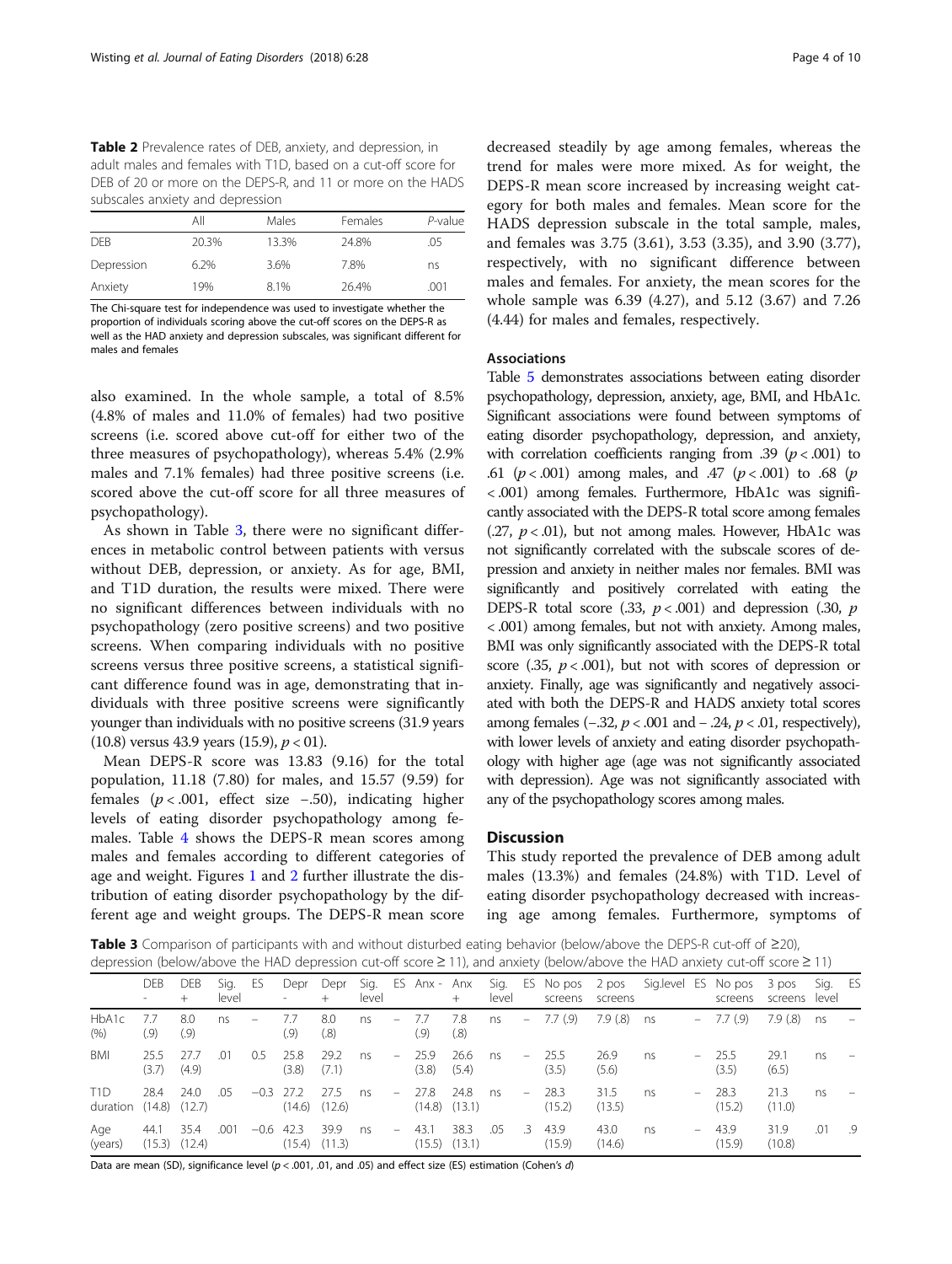**Table 2** Prevalence rates of DEB, anxiety, and depression, in adult males and females with T1D, based on a cut-off score for DEB of 20 or more on the DEPS-R, and 11 or more on the HADS subscales anxiety and depression

| | All | Males | Females | *P*-value |
|---|---|---|---|---|
| DEB | 20.3% | 13.3% | 24.8% | .05 |
| Depression | 6.2% | 3.6% | 7.8% | ns |
| Anxiety | 19% | 8.1% | 26.4% | .001 |

The Chi-square test for independence was used to investigate whether the proportion of individuals scoring above the cut-off scores on the DEPS-R as well as the HAD anxiety and depression subscales, was significant different for males and females

also examined. In the whole sample, a total of 8.5% (4.8% of males and 11.0% of females) had two positive screens (i.e. scored above cut-off for either two of the three measures of psychopathology), whereas 5.4% (2.9% males and 7.1% females) had three positive screens (i.e. scored above the cut-off score for all three measures of psychopathology).

As shown in Table 3, there were no significant differences in metabolic control between patients with versus without DEB, depression, or anxiety. As for age, BMI, and T1D duration, the results were mixed. There were no significant differences between individuals with no psychopathology (zero positive screens) and two positive screens. When comparing individuals with no positive screens versus three positive screens, a statistical significant difference found was in age, demonstrating that individuals with three positive screens were significantly younger than individuals with no positive screens (31.9 years (10.8) versus 43.9 years (15.9), $p < 01$).

Mean DEPS-R score was 13.83 (9.16) for the total population, 11.18 (7.80) for males, and 15.57 (9.59) for females ($p < .001$, effect size −.50), indicating higher levels of eating disorder psychopathology among females. Table 4 shows the DEPS-R mean scores among males and females according to different categories of age and weight. Figures 1 and 2 further illustrate the distribution of eating disorder psychopathology by the different age and weight groups. The DEPS-R mean score decreased steadily by age among females, whereas the trend for males were more mixed. As for weight, the DEPS-R mean score increased by increasing weight category for both males and females. Mean score for the HADS depression subscale in the total sample, males, and females was 3.75 (3.61), 3.53 (3.35), and 3.90 (3.77), respectively, with no significant difference between males and females. For anxiety, the mean scores for the whole sample was 6.39 (4.27), and 5.12 (3.67) and 7.26 (4.44) for males and females, respectively.

## Associations

Table 5 demonstrates associations between eating disorder psychopathology, depression, anxiety, age, BMI, and HbA1c. Significant associations were found between symptoms of eating disorder psychopathology, depression, and anxiety, with correlation coefficients ranging from .39 ($p < .001$) to .61 ($p < .001$) among males, and .47 ($p < .001$) to .68 ($p < .001$) among females. Furthermore, HbA1c was significantly associated with the DEPS-R total score among females (.27, $p < .01$), but not among males. However, HbA1c was not significantly correlated with the subscale scores of depression and anxiety in neither males nor females. BMI was significantly and positively correlated with eating the DEPS-R total score (.33, $p < .001$) and depression (.30, $p < .001$) among females, but not with anxiety. Among males, BMI was only significantly associated with the DEPS-R total score (.35, $p < .001$), but not with scores of depression or anxiety. Finally, age was significantly and negatively associated with both the DEPS-R and HADS anxiety total scores among females (−.32, $p < .001$ and − .24, $p < .01$, respectively), with lower levels of anxiety and eating disorder psychopathology with higher age (age was not significantly associated with depression). Age was not significantly associated with any of the psychopathology scores among males.

## Discussion

This study reported the prevalence of DEB among adult males (13.3%) and females (24.8%) with T1D. Level of eating disorder psychopathology decreased with increasing age among females. Furthermore, symptoms of

**Table 3** Comparison of participants with and without disturbed eating behavior (below/above the DEPS-R cut-off of ≥20), depression (below/above the HAD depression cut-off score ≥ 11), and anxiety (below/above the HAD anxiety cut-off score ≥ 11)

| | DEB - | DEB + | Sig. level | ES | Depr - | Depr + | Sig. level | ES | Anx - | Anx + | Sig. level | ES | No pos screens | 2 pos screens | Sig.level | ES | No pos screens | 3 pos screens | Sig. level | ES |
|---|---|---|---|---|---|---|---|---|---|---|---|---|---|---|---|---|---|---|---|---|
| HbA1c (%) | 7.7 (.9) | 8.0 (.9) | ns | – | 7.7 (.9) | 8.0 (.8) | ns | – | 7.7 (.9) | 7.8 (.8) | ns | – | 7.7 (.9) | 7.9 (.8) | ns | – | 7.7 (.9) | 7.9 (.8) | ns | – |
| BMI | 25.5 (3.7) | 27.7 (4.9) | .01 | 0.5 | 25.8 (3.8) | 29.2 (7.1) | ns | – | 25.9 (3.8) | 26.6 (5.4) | ns | – | 25.5 (3.5) | 26.9 (5.6) | ns | – | 25.5 (3.5) | 29.1 (6.5) | ns | – |
| T1D duration | 28.4 (14.8) | 24.0 (12.7) | .05 | −0.3 | 27.2 (14.6) | 27.5 (12.6) | ns | – | 27.8 (14.8) | 24.8 (13.1) | ns | – | 28.3 (15.2) | 31.5 (13.5) | ns | – | 28.3 (15.2) | 21.3 (11.0) | ns | – |
| Age (years) | 44.1 (15.3) | 35.4 (12.4) | .001 | −0.6 | 42.3 (15.4) | 39.9 (11.3) | ns | – | 43.1 (15.5) | 38.3 (13.1) | .05 | .3 | 43.9 (15.9) | 43.0 (14.6) | ns | – | 43.9 (15.9) | 31.9 (10.8) | .01 | .9 |

Data are mean (SD), significance level ($p < .001$, .01, and .05) and effect size (ES) estimation (Cohen's *d*)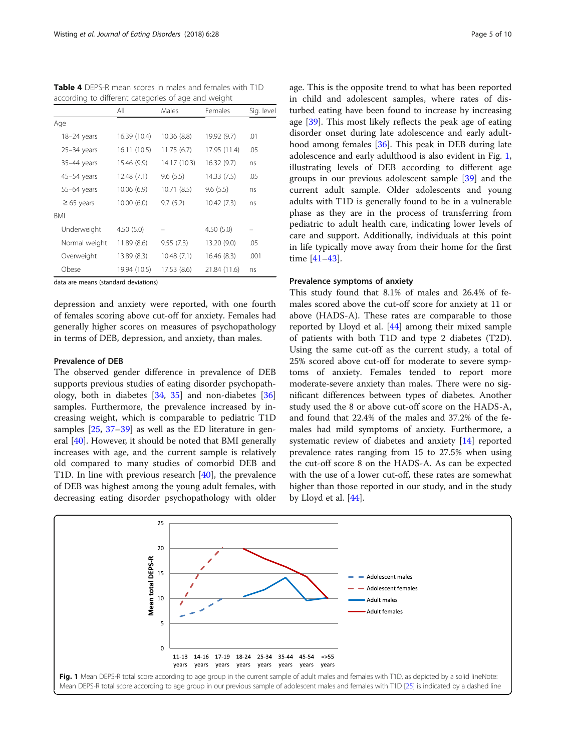**Table 4** DEPS-R mean scores in males and females with T1D according to different categories of age and weight

| | All | Males | Females | Sig. level |
|---|---|---|---|---|
| Age | | | | |
| 18–24 years | 16.39 (10.4) | 10.36 (8.8) | 19.92 (9.7) | .01 |
| 25–34 years | 16.11 (10.5) | 11.75 (6.7) | 17.95 (11.4) | .05 |
| 35–44 years | 15.46 (9.9) | 14.17 (10.3) | 16.32 (9.7) | ns |
| 45–54 years | 12.48 (7.1) | 9.6 (5.5) | 14.33 (7.5) | .05 |
| 55–64 years | 10.06 (6.9) | 10.71 (8.5) | 9.6 (5.5) | ns |
| ≥ 65 years | 10.00 (6.0) | 9.7 (5.2) | 10.42 (7.3) | ns |
| BMI | | | | |
| Underweight | 4.50 (5.0) | – | 4.50 (5.0) | – |
| Normal weight | 11.89 (8.6) | 9.55 (7.3) | 13.20 (9.0) | .05 |
| Overweight | 13.89 (8.3) | 10.48 (7.1) | 16.46 (8.3) | .001 |
| Obese | 19.94 (10.5) | 17.53 (8.6) | 21.84 (11.6) | ns |

data are means (standard deviations)

depression and anxiety were reported, with one fourth of females scoring above cut-off for anxiety. Females had generally higher scores on measures of psychopathology in terms of DEB, depression, and anxiety, than males.

### Prevalence of DEB

The observed gender difference in prevalence of DEB supports previous studies of eating disorder psychopathology, both in diabetes [34, 35] and non-diabetes [36] samples. Furthermore, the prevalence increased by increasing weight, which is comparable to pediatric T1D samples [25, 37–39] as well as the ED literature in general [40]. However, it should be noted that BMI generally increases with age, and the current sample is relatively old compared to many studies of comorbid DEB and T1D. In line with previous research [40], the prevalence of DEB was highest among the young adult females, with decreasing eating disorder psychopathology with older age. This is the opposite trend to what has been reported in child and adolescent samples, where rates of disturbed eating have been found to increase by increasing age [39]. This most likely reflects the peak age of eating disorder onset during late adolescence and early adulthood among females [36]. This peak in DEB during late adolescence and early adulthood is also evident in Fig. 1, illustrating levels of DEB according to different age groups in our previous adolescent sample [39] and the current adult sample. Older adolescents and young adults with T1D is generally found to be in a vulnerable phase as they are in the process of transferring from pediatric to adult health care, indicating lower levels of care and support. Additionally, individuals at this point in life typically move away from their home for the first time [41–43].

### Prevalence symptoms of anxiety

This study found that 8.1% of males and 26.4% of females scored above the cut-off score for anxiety at 11 or above (HADS-A). These rates are comparable to those reported by Lloyd et al. [44] among their mixed sample of patients with both T1D and type 2 diabetes (T2D). Using the same cut-off as the current study, a total of 25% scored above cut-off for moderate to severe symptoms of anxiety. Females tended to report more moderate-severe anxiety than males. There were no significant differences between types of diabetes. Another study used the 8 or above cut-off score on the HADS-A, and found that 22.4% of the males and 37.2% of the females had mild symptoms of anxiety. Furthermore, a systematic review of diabetes and anxiety [14] reported prevalence rates ranging from 15 to 27.5% when using the cut-off score 8 on the HADS-A. As can be expected with the use of a lower cut-off, these rates are somewhat higher than those reported in our study, and in the study by Lloyd et al. [44].

**Fig. 1** Mean DEPS-R total score according to age group in the current sample of adult males and females with T1D, as depicted by a solid lineNote: Mean DEPS-R total score according to age group in our previous sample of adolescent males and females with T1D [25] is indicated by a dashed line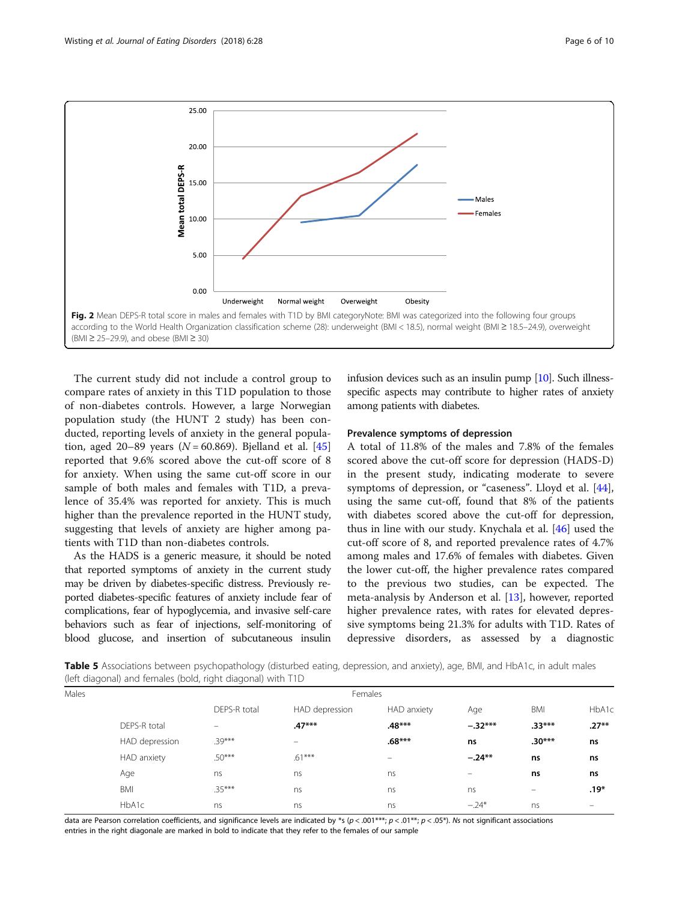Fig. 2 Mean DEPS-R total score in males and females with T1D by BMI categoryNote: BMI was categorized into the following four groups according to the World Health Organization classification scheme (28): underweight (BMI < 18.5), normal weight (BMI ≥ 18.5–24.9), overweight (BMI ≥ 25–29.9), and obese (BMI ≥ 30)

The current study did not include a control group to compare rates of anxiety in this T1D population to those of non-diabetes controls. However, a large Norwegian population study (the HUNT 2 study) has been conducted, reporting levels of anxiety in the general population, aged 20–89 years ($N$ = 60.869). Bjelland et al. [45] reported that 9.6% scored above the cut-off score of 8 for anxiety. When using the same cut-off score in our sample of both males and females with T1D, a prevalence of 35.4% was reported for anxiety. This is much higher than the prevalence reported in the HUNT study, suggesting that levels of anxiety are higher among patients with T1D than non-diabetes controls.

As the HADS is a generic measure, it should be noted that reported symptoms of anxiety in the current study may be driven by diabetes-specific distress. Previously reported diabetes-specific features of anxiety include fear of complications, fear of hypoglycemia, and invasive self-care behaviors such as fear of injections, self-monitoring of blood glucose, and insertion of subcutaneous insulin infusion devices such as an insulin pump [10]. Such illness-specific aspects may contribute to higher rates of anxiety among patients with diabetes.

### Prevalence symptoms of depression

A total of 11.8% of the males and 7.8% of the females scored above the cut-off score for depression (HADS-D) in the present study, indicating moderate to severe symptoms of depression, or "caseness". Lloyd et al. [44], using the same cut-off, found that 8% of the patients with diabetes scored above the cut-off for depression, thus in line with our study. Knychala et al. [46] used the cut-off score of 8, and reported prevalence rates of 4.7% among males and 17.6% of females with diabetes. Given the lower cut-off, the higher prevalence rates compared to the previous two studies, can be expected. The meta-analysis by Anderson et al. [13], however, reported higher prevalence rates, with rates for elevated depressive symptoms being 21.3% for adults with T1D. Rates of depressive disorders, as assessed by a diagnostic

**Table 5** Associations between psychopathology (disturbed eating, depression, and anxiety), age, BMI, and HbA1c, in adult males (left diagonal) and females (bold, right diagonal) with T1D

| Males | Females | | | | | |
|---|---|---|---|---|---|---|
| | DEPS-R total | HAD depression | HAD anxiety | Age | BMI | HbA1c |
| DEPS-R total | – | **.47*** ** | **.48*** ** | **−.32*** ** | **.33*** ** | **.27** ** |
| HAD depression | .39*** | – | **.68*** ** | **ns** | **.30*** ** | **ns** |
| HAD anxiety | .50*** | .61*** | – | **−.24** ** | **ns** | **ns** |
| Age | ns | ns | ns | – | **ns** | **ns** |
| BMI | .35*** | ns | ns | ns | – | **.19*** |
| HbA1c | ns | ns | ns | −.24* | ns | – |

data are Pearson correlation coefficients, and significance levels are indicated by *s ($p < .001$***; $p < .01$**; $p < .05$*). Ns not significant associations
entries in the right diagonale are marked in bold to indicate that they refer to the females of our sample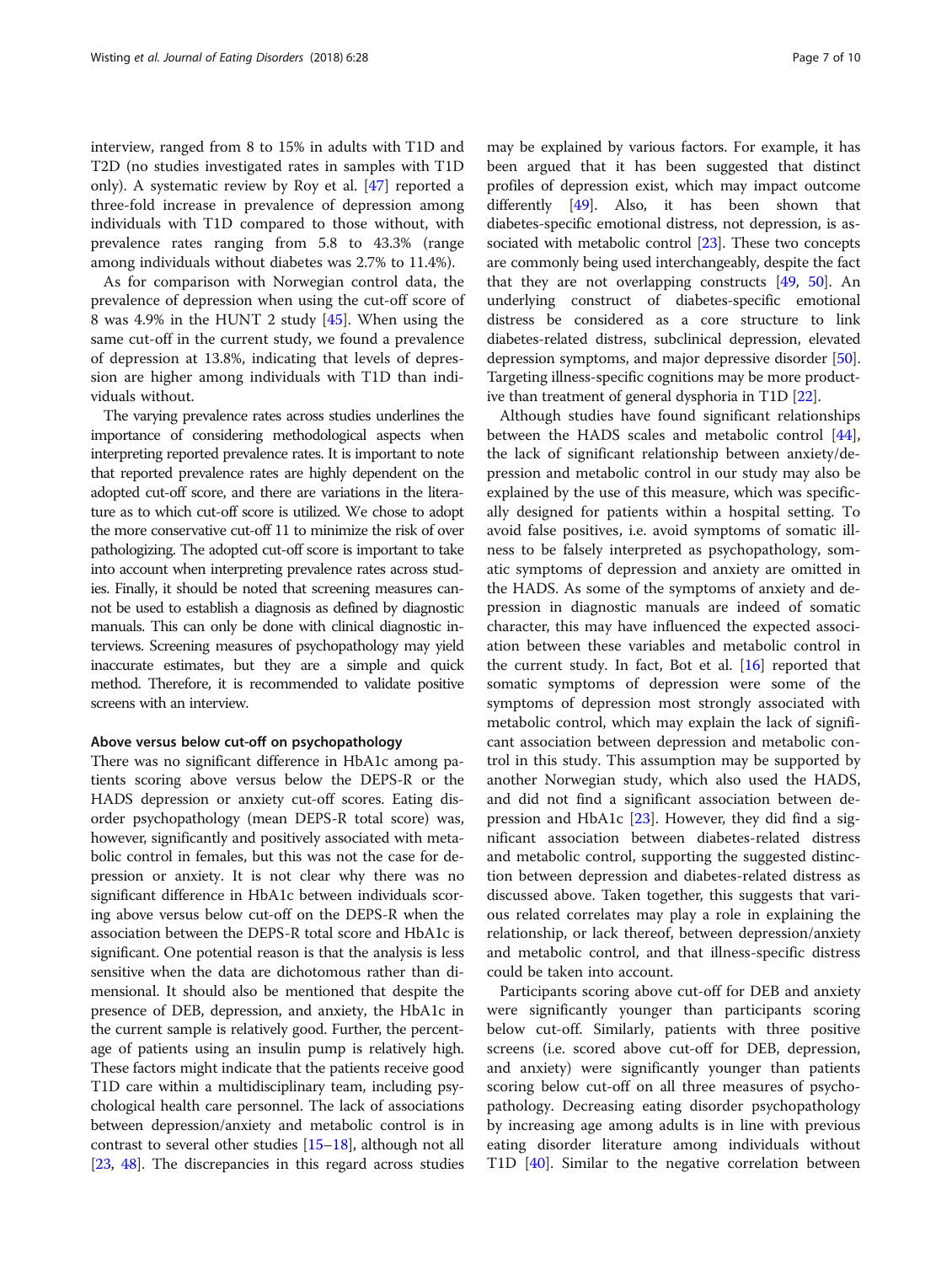interview, ranged from 8 to 15% in adults with T1D and T2D (no studies investigated rates in samples with T1D only). A systematic review by Roy et al. [47] reported a three-fold increase in prevalence of depression among individuals with T1D compared to those without, with prevalence rates ranging from 5.8 to 43.3% (range among individuals without diabetes was 2.7% to 11.4%).

As for comparison with Norwegian control data, the prevalence of depression when using the cut-off score of 8 was 4.9% in the HUNT 2 study [45]. When using the same cut-off in the current study, we found a prevalence of depression at 13.8%, indicating that levels of depression are higher among individuals with T1D than individuals without.

The varying prevalence rates across studies underlines the importance of considering methodological aspects when interpreting reported prevalence rates. It is important to note that reported prevalence rates are highly dependent on the adopted cut-off score, and there are variations in the literature as to which cut-off score is utilized. We chose to adopt the more conservative cut-off 11 to minimize the risk of over pathologizing. The adopted cut-off score is important to take into account when interpreting prevalence rates across studies. Finally, it should be noted that screening measures cannot be used to establish a diagnosis as defined by diagnostic manuals. This can only be done with clinical diagnostic interviews. Screening measures of psychopathology may yield inaccurate estimates, but they are a simple and quick method. Therefore, it is recommended to validate positive screens with an interview.

### Above versus below cut-off on psychopathology

There was no significant difference in HbA1c among patients scoring above versus below the DEPS-R or the HADS depression or anxiety cut-off scores. Eating disorder psychopathology (mean DEPS-R total score) was, however, significantly and positively associated with metabolic control in females, but this was not the case for depression or anxiety. It is not clear why there was no significant difference in HbA1c between individuals scoring above versus below cut-off on the DEPS-R when the association between the DEPS-R total score and HbA1c is significant. One potential reason is that the analysis is less sensitive when the data are dichotomous rather than dimensional. It should also be mentioned that despite the presence of DEB, depression, and anxiety, the HbA1c in the current sample is relatively good. Further, the percentage of patients using an insulin pump is relatively high. These factors might indicate that the patients receive good T1D care within a multidisciplinary team, including psychological health care personnel. The lack of associations between depression/anxiety and metabolic control is in contrast to several other studies [15–18], although not all [23, 48]. The discrepancies in this regard across studies may be explained by various factors. For example, it has been argued that it has been suggested that distinct profiles of depression exist, which may impact outcome differently [49]. Also, it has been shown that diabetes-specific emotional distress, not depression, is associated with metabolic control [23]. These two concepts are commonly being used interchangeably, despite the fact that they are not overlapping constructs [49, 50]. An underlying construct of diabetes-specific emotional distress be considered as a core structure to link diabetes-related distress, subclinical depression, elevated depression symptoms, and major depressive disorder [50]. Targeting illness-specific cognitions may be more productive than treatment of general dysphoria in T1D [22].

Although studies have found significant relationships between the HADS scales and metabolic control [44], the lack of significant relationship between anxiety/depression and metabolic control in our study may also be explained by the use of this measure, which was specifically designed for patients within a hospital setting. To avoid false positives, i.e. avoid symptoms of somatic illness to be falsely interpreted as psychopathology, somatic symptoms of depression and anxiety are omitted in the HADS. As some of the symptoms of anxiety and depression in diagnostic manuals are indeed of somatic character, this may have influenced the expected association between these variables and metabolic control in the current study. In fact, Bot et al. [16] reported that somatic symptoms of depression were some of the symptoms of depression most strongly associated with metabolic control, which may explain the lack of significant association between depression and metabolic control in this study. This assumption may be supported by another Norwegian study, which also used the HADS, and did not find a significant association between depression and HbA1c [23]. However, they did find a significant association between diabetes-related distress and metabolic control, supporting the suggested distinction between depression and diabetes-related distress as discussed above. Taken together, this suggests that various related correlates may play a role in explaining the relationship, or lack thereof, between depression/anxiety and metabolic control, and that illness-specific distress could be taken into account.

Participants scoring above cut-off for DEB and anxiety were significantly younger than participants scoring below cut-off. Similarly, patients with three positive screens (i.e. scored above cut-off for DEB, depression, and anxiety) were significantly younger than patients scoring below cut-off on all three measures of psychopathology. Decreasing eating disorder psychopathology by increasing age among adults is in line with previous eating disorder literature among individuals without T1D [40]. Similar to the negative correlation between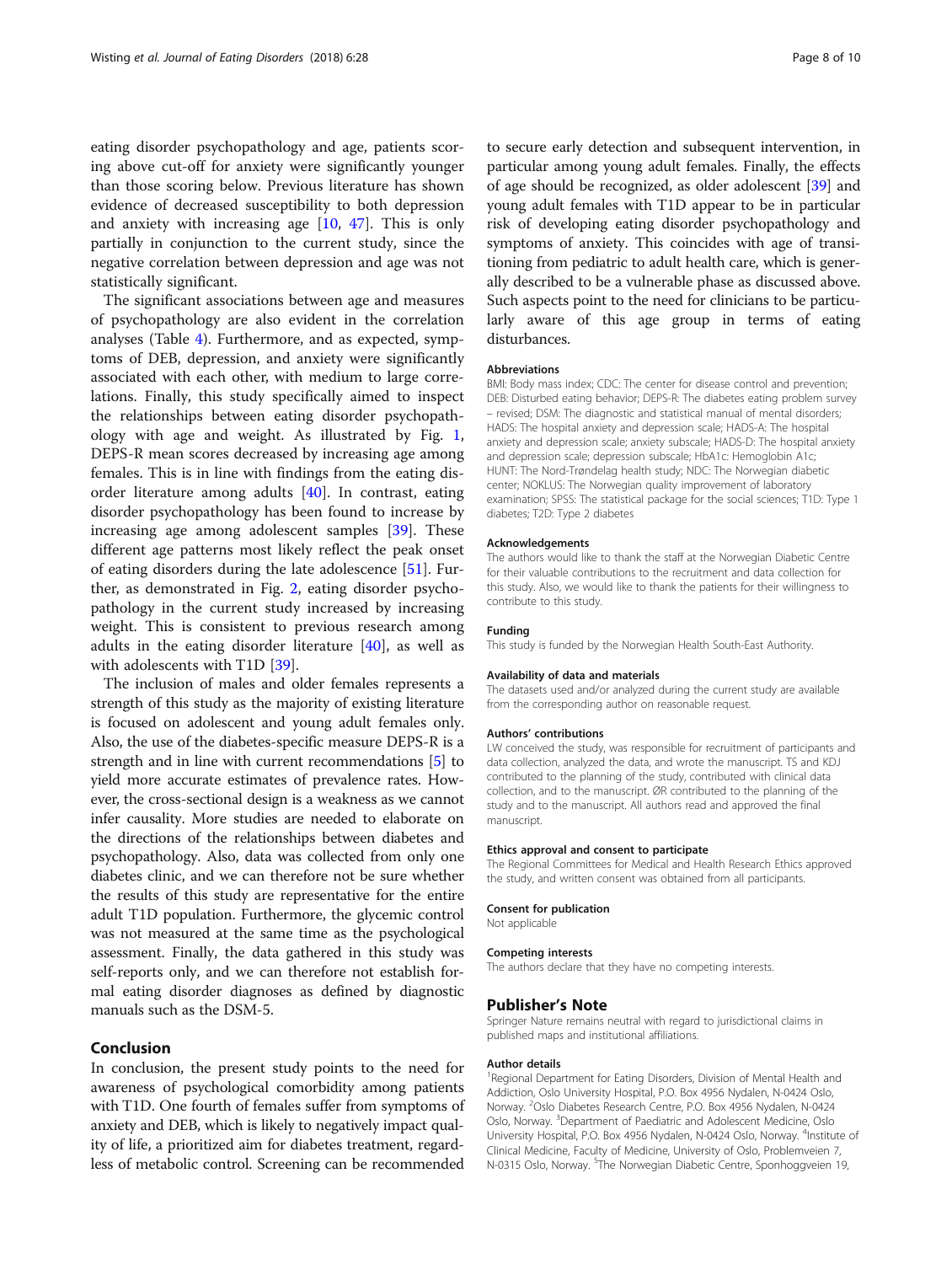eating disorder psychopathology and age, patients scoring above cut-off for anxiety were significantly younger than those scoring below. Previous literature has shown evidence of decreased susceptibility to both depression and anxiety with increasing age [10, 47]. This is only partially in conjunction to the current study, since the negative correlation between depression and age was not statistically significant.

The significant associations between age and measures of psychopathology are also evident in the correlation analyses (Table 4). Furthermore, and as expected, symptoms of DEB, depression, and anxiety were significantly associated with each other, with medium to large correlations. Finally, this study specifically aimed to inspect the relationships between eating disorder psychopathology with age and weight. As illustrated by Fig. 1, DEPS-R mean scores decreased by increasing age among females. This is in line with findings from the eating disorder literature among adults [40]. In contrast, eating disorder psychopathology has been found to increase by increasing age among adolescent samples [39]. These different age patterns most likely reflect the peak onset of eating disorders during the late adolescence [51]. Further, as demonstrated in Fig. 2, eating disorder psychopathology in the current study increased by increasing weight. This is consistent to previous research among adults in the eating disorder literature [40], as well as with adolescents with T1D [39].

The inclusion of males and older females represents a strength of this study as the majority of existing literature is focused on adolescent and young adult females only. Also, the use of the diabetes-specific measure DEPS-R is a strength and in line with current recommendations [5] to yield more accurate estimates of prevalence rates. However, the cross-sectional design is a weakness as we cannot infer causality. More studies are needed to elaborate on the directions of the relationships between diabetes and psychopathology. Also, data was collected from only one diabetes clinic, and we can therefore not be sure whether the results of this study are representative for the entire adult T1D population. Furthermore, the glycemic control was not measured at the same time as the psychological assessment. Finally, the data gathered in this study was self-reports only, and we can therefore not establish formal eating disorder diagnoses as defined by diagnostic manuals such as the DSM-5.

## Conclusion

In conclusion, the present study points to the need for awareness of psychological comorbidity among patients with T1D. One fourth of females suffer from symptoms of anxiety and DEB, which is likely to negatively impact quality of life, a prioritized aim for diabetes treatment, regardless of metabolic control. Screening can be recommended to secure early detection and subsequent intervention, in particular among young adult females. Finally, the effects of age should be recognized, as older adolescent [39] and young adult females with T1D appear to be in particular risk of developing eating disorder psychopathology and symptoms of anxiety. This coincides with age of transitioning from pediatric to adult health care, which is generally described to be a vulnerable phase as discussed above. Such aspects point to the need for clinicians to be particularly aware of this age group in terms of eating disturbances.

#### Abbreviations

BMI: Body mass index; CDC: The center for disease control and prevention; DEB: Disturbed eating behavior; DEPS-R: The diabetes eating problem survey – revised; DSM: The diagnostic and statistical manual of mental disorders; HADS: The hospital anxiety and depression scale; HADS-A: The hospital anxiety and depression scale; anxiety subscale; HADS-D: The hospital anxiety and depression scale; depression subscale; HbA1c: Hemoglobin A1c; HUNT: The Nord-Trøndelag health study; NDC: The Norwegian diabetic center; NOKLUS: The Norwegian quality improvement of laboratory examination; SPSS: The statistical package for the social sciences; T1D: Type 1 diabetes; T2D: Type 2 diabetes

#### Acknowledgements

The authors would like to thank the staff at the Norwegian Diabetic Centre for their valuable contributions to the recruitment and data collection for this study. Also, we would like to thank the patients for their willingness to contribute to this study.

#### Funding

This study is funded by the Norwegian Health South-East Authority.

#### Availability of data and materials

The datasets used and/or analyzed during the current study are available from the corresponding author on reasonable request.

#### Authors' contributions

LW conceived the study, was responsible for recruitment of participants and data collection, analyzed the data, and wrote the manuscript. TS and KDJ contributed to the planning of the study, contributed with clinical data collection, and to the manuscript. ØR contributed to the planning of the study and to the manuscript. All authors read and approved the final manuscript.

#### Ethics approval and consent to participate

The Regional Committees for Medical and Health Research Ethics approved the study, and written consent was obtained from all participants.

#### Consent for publication

Not applicable

#### Competing interests

The authors declare that they have no competing interests.

### Publisher's Note

Springer Nature remains neutral with regard to jurisdictional claims in published maps and institutional affiliations.

#### Author details

[1]Regional Department for Eating Disorders, Division of Mental Health and Addiction, Oslo University Hospital, P.O. Box 4956 Nydalen, N-0424 Oslo, Norway. [2]Oslo Diabetes Research Centre, P.O. Box 4956 Nydalen, N-0424 Oslo, Norway. [3]Department of Paediatric and Adolescent Medicine, Oslo University Hospital, P.O. Box 4956 Nydalen, N-0424 Oslo, Norway. [4]Institute of Clinical Medicine, Faculty of Medicine, University of Oslo, Problemveien 7, N-0315 Oslo, Norway. [5]The Norwegian Diabetic Centre, Sponhoggveien 19,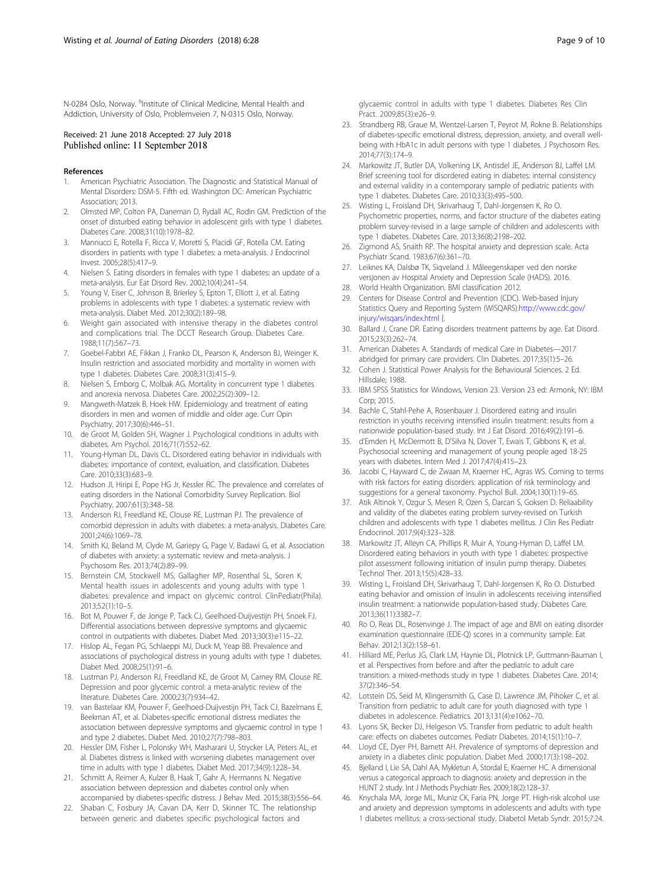N-0284 Oslo, Norway. [4]Institute of Clinical Medicine, Mental Health and Addiction, University of Oslo, Problemveien 7, N-0315 Oslo, Norway.

Received: 21 June 2018 Accepted: 27 July 2018
Published online: 11 September 2018

## References

1. American Psychiatric Association. The Diagnostic and Statistical Manual of Mental Disorders: DSM-5. Fifth ed. Washington DC: American Psychiatric Association; 2013.
2. Olmsted MP, Colton PA, Daneman D, Rydall AC, Rodin GM. Prediction of the onset of disturbed eating behavior in adolescent girls with type 1 diabetes. Diabetes Care. 2008;31(10):1978–82.
3. Mannucci E, Rotella F, Ricca V, Moretti S, Placidi GF, Rotella CM. Eating disorders in patients with type 1 diabetes: a meta-analysis. J Endocrinol Invest. 2005;28(5):417–9.
4. Nielsen S. Eating disorders in females with type 1 diabetes: an update of a meta-analysis. Eur Eat Disord Rev. 2002;10(4):241–54.
5. Young V, Eiser C, Johnson B, Brierley S, Epton T, Elliott J, et al. Eating problems in adolescents with type 1 diabetes: a systematic review with meta-analysis. Diabet Med. 2012;30(2):189–98.
6. Weight gain associated with intensive therapy in the diabetes control and complications trial. The DCCT Research Group. Diabetes Care. 1988;11(7):567–73.
7. Goebel-Fabbri AE, Fikkan J, Franko DL, Pearson K, Anderson BJ, Weinger K. Insulin restriction and associated morbidity and mortality in women with type 1 diabetes. Diabetes Care. 2008;31(3):415–9.
8. Nielsen S, Emborg C, Molbak AG. Mortality in concurrent type 1 diabetes and anorexia nervosa. Diabetes Care. 2002;25(2):309–12.
9. Mangweth-Matzek B, Hoek HW. Epidemiology and treatment of eating disorders in men and women of middle and older age. Curr Opin Psychiatry. 2017;30(6):446–51.
10. de Groot M, Golden SH, Wagner J. Psychological conditions in adults with diabetes. Am Psychol. 2016;71(7):552–62.
11. Young-Hyman DL, Davis CL. Disordered eating behavior in individuals with diabetes: importance of context, evaluation, and classification. Diabetes Care. 2010;33(3):683–9.
12. Hudson JI, Hiripi E, Pope HG Jr, Kessler RC. The prevalence and correlates of eating disorders in the National Comorbidity Survey Replication. Biol Psychiatry. 2007;61(3):348–58.
13. Anderson RJ, Freedland KE, Clouse RE, Lustman PJ. The prevalence of comorbid depression in adults with diabetes: a meta-analysis. Diabetes Care. 2001;24(6):1069–78.
14. Smith KJ, Beland M, Clyde M, Gariepy G, Page V, Badawi G, et al. Association of diabetes with anxiety: a systematic review and meta-analysis. J Psychosom Res. 2013;74(2):89–99.
15. Bernstein CM, Stockwell MS, Gallagher MP, Rosenthal SL, Soren K. Mental health issues in adolescents and young adults with type 1 diabetes: prevalence and impact on glycemic control. ClinPediatr(Phila). 2013;52(1):10–5.
16. Bot M, Pouwer F, de Jonge P, Tack CJ, Geelhoed-Duijvestijn PH, Snoek FJ. Differential associations between depressive symptoms and glycaemic control in outpatients with diabetes. Diabet Med. 2013;30(3):e115–22.
17. Hislop AL, Fegan PG, Schlaeppi MJ, Duck M, Yeap BB. Prevalence and associations of psychological distress in young adults with type 1 diabetes. Diabet Med. 2008;25(1):91–6.
18. Lustman PJ, Anderson RJ, Freedland KE, de Groot M, Carney RM, Clouse RE. Depression and poor glycemic control: a meta-analytic review of the literature. Diabetes Care. 2000;23(7):934–42.
19. van Bastelaar KM, Pouwer F, Geelhoed-Duijvestijn PH, Tack CJ, Bazelmans E, Beekman AT, et al. Diabetes-specific emotional distress mediates the association between depressive symptoms and glycaemic control in type 1 and type 2 diabetes. Diabet Med. 2010;27(7):798–803.
20. Hessler DM, Fisher L, Polonsky WH, Masharani U, Strycker LA, Peters AL, et al. Diabetes distress is linked with worsening diabetes management over time in adults with type 1 diabetes. Diabet Med. 2017;34(9):1228–34.
21. Schmitt A, Reimer A, Kulzer B, Haak T, Gahr A, Hermanns N. Negative association between depression and diabetes control only when accompanied by diabetes-specific distress. J Behav Med. 2015;38(3):556–64.
22. Shaban C, Fosbury JA, Cavan DA, Kerr D, Skinner TC. The relationship between generic and diabetes specific psychological factors and glycaemic control in adults with type 1 diabetes. Diabetes Res Clin Pract. 2009;85(3):e26–9.
23. Strandberg RB, Graue M, Wentzel-Larsen T, Peyrot M, Rokne B. Relationships of diabetes-specific emotional distress, depression, anxiety, and overall well-being with HbA1c in adult persons with type 1 diabetes. J Psychosom Res. 2014;77(3):174–9.
24. Markowitz JT, Butler DA, Volkening LK, Antisdel JE, Anderson BJ, Laffel LM. Brief screening tool for disordered eating in diabetes: internal consistency and external validity in a contemporary sample of pediatric patients with type 1 diabetes. Diabetes Care. 2010;33(3):495–500.
25. Wisting L, Froisland DH, Skrivarhaug T, Dahl-Jorgensen K, Ro O. Psychometric properties, norms, and factor structure of the diabetes eating problem survey-revised in a large sample of children and adolescents with type 1 diabetes. Diabetes Care. 2013;36(8):2198–202.
26. Zigmond AS, Snaith RP. The hospital anxiety and depression scale. Acta Psychiatr Scand. 1983;67(6):361–70.
27. Leiknes KA, Dalsbø TK, Siqveland J. Måleegenskaper ved den norske versjonen av Hospital Anxiety and Depression Scale (HADS). 2016.
28. World Health Organization. BMI classification 2012.
29. Centers for Disease Control and Prevention (CDC). Web-based Injury Statistics Query and Reporting System (WISQARS).http://www.cdc.gov/injury/wisqars/index.html [.
30. Ballard J, Crane DR. Eating disorders treatment patterns by age. Eat Disord. 2015;23(3):262–74.
31. American Diabetes A. Standards of medical Care in Diabetes—2017 abridged for primary care providers. Clin Diabetes. 2017;35(1):5–26.
32. Cohen J. Statistical Power Analysis for the Behavioural Sciences. 2 Ed. Hillsdale; 1988.
33. IBM SPSS Statistics for Windows, Version 23. Version 23 ed: Armonk, NY: IBM Corp; 2015.
34. Bachle C, Stahl-Pehe A, Rosenbauer J. Disordered eating and insulin restriction in youths receiving intensified insulin treatment: results from a nationwide population-based study. Int J Eat Disord. 2016;49(2):191–6.
35. d'Emden H, McDermott B, D'Silva N, Dover T, Ewais T, Gibbons K, et al. Psychosocial screening and management of young people aged 18-25 years with diabetes. Intern Med J. 2017;47(4):415–23.
36. Jacobi C, Hayward C, de Zwaan M, Kraemer HC, Agras WS. Coming to terms with risk factors for eating disorders: application of risk terminology and suggestions for a general taxonomy. Psychol Bull. 2004;130(1):19–65.
37. Atik Altinok Y, Ozgur S, Meseri R, Ozen S, Darcan S, Goksen D. Reliaability and validity of the diabetes eating problem survey-revised on Turkish children and adolescents with type 1 diabetes mellitus. J Clin Res Pediatr Endocrinol. 2017;9(4):323–328.
38. Markowitz JT, Alleyn CA, Phillips R, Muir A, Young-Hyman D, Laffel LM. Disordered eating behaviors in youth with type 1 diabetes: prospective pilot assessment following initiation of insulin pump therapy. Diabetes Technol Ther. 2013;15(5):428–33.
39. Wisting L, Froisland DH, Skrivarhaug T, Dahl-Jorgensen K, Ro O. Disturbed eating behavior and omission of insulin in adolescents receiving intensified insulin treatment: a nationwide population-based study. Diabetes Care. 2013;36(11):3382–7.
40. Ro O, Reas DL, Rosenvinge J. The impact of age and BMI on eating disorder examination questionnaire (EDE-Q) scores in a community sample. Eat Behav. 2012;13(2):158–61.
41. Hilliard ME, Perlus JG, Clark LM, Haynie DL, Plotnick LP, Guttmann-Bauman I, et al. Perspectives from before and after the pediatric to adult care transition: a mixed-methods study in type 1 diabetes. Diabetes Care. 2014;37(2):346–54.
42. Lotstein DS, Seid M, Klingensmith G, Case D, Lawrence JM, Pihoker C, et al. Transition from pediatric to adult care for youth diagnosed with type 1 diabetes in adolescence. Pediatrics. 2013;131(4):e1062–70.
43. Lyons SK, Becker DJ, Helgeson VS. Transfer from pediatric to adult health care: effects on diabetes outcomes. Pediatr Diabetes. 2014;15(1):10–7.
44. Lloyd CE, Dyer PH, Barnett AH. Prevalence of symptoms of depression and anxiety in a diabetes clinic population. Diabet Med. 2000;17(3):198–202.
45. Bjelland I, Lie SA, Dahl AA, Mykletun A, Stordal E, Kraemer HC. A dimensional versus a categorical approach to diagnosis: anxiety and depression in the HUNT 2 study. Int J Methods Psychiatr Res. 2009;18(2):128–37.
46. Knychala MA, Jorge ML, Muniz CK, Faria PN, Jorge PT. High-risk alcohol use and anxiety and depression symptoms in adolescents and adults with type 1 diabetes mellitus: a cross-sectional study. Diabetol Metab Syndr. 2015;7:24.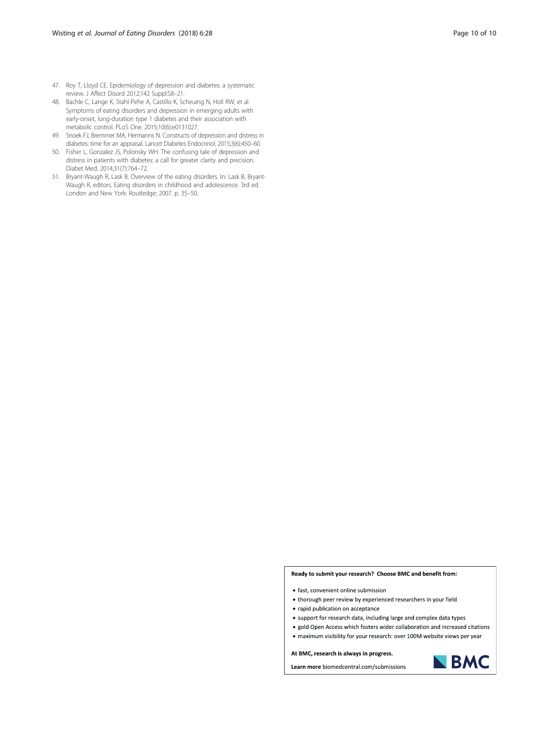47. Roy T, Lloyd CE. Epidemiology of depression and diabetes: a systematic review. J Affect Disord 2012;142 Suppl:S8–21.
48. Bachle C, Lange K, Stahl-Pehe A, Castillo K, Scheuing N, Holl RW, et al. Symptoms of eating disorders and depression in emerging adults with early-onset, long-duration type 1 diabetes and their association with metabolic control. PLoS One. 2015;10(6):e0131027.
49. Snoek FJ, Bremmer MA, Hermanns N. Constructs of depression and distress in diabetes: time for an appraisal. Lancet Diabetes Endocrinol. 2015;3(6):450–60.
50. Fisher L, Gonzalez JS, Polonsky WH. The confusing tale of depression and distress in patients with diabetes: a call for greater clarity and precision. Diabet Med. 2014;31(7):764–72.
51. Bryant-Waugh R, Lask B. Overview of the eating disorders. In: Lask B, Bryant-Waugh R, editors. Eating disorders in childhood and adolescence. 3rd ed. London and New York: Routledge; 2007. p. 35–50.

**Ready to submit your research? Choose BMC and benefit from:**

- fast, convenient online submission
- thorough peer review by experienced researchers in your field
- rapid publication on acceptance
- support for research data, including large and complex data types
- gold Open Access which fosters wider collaboration and increased citations
- maximum visibility for your research: over 100M website views per year

**At BMC, research is always in progress.**

**Learn more** biomedcentral.com/submissions

BMC